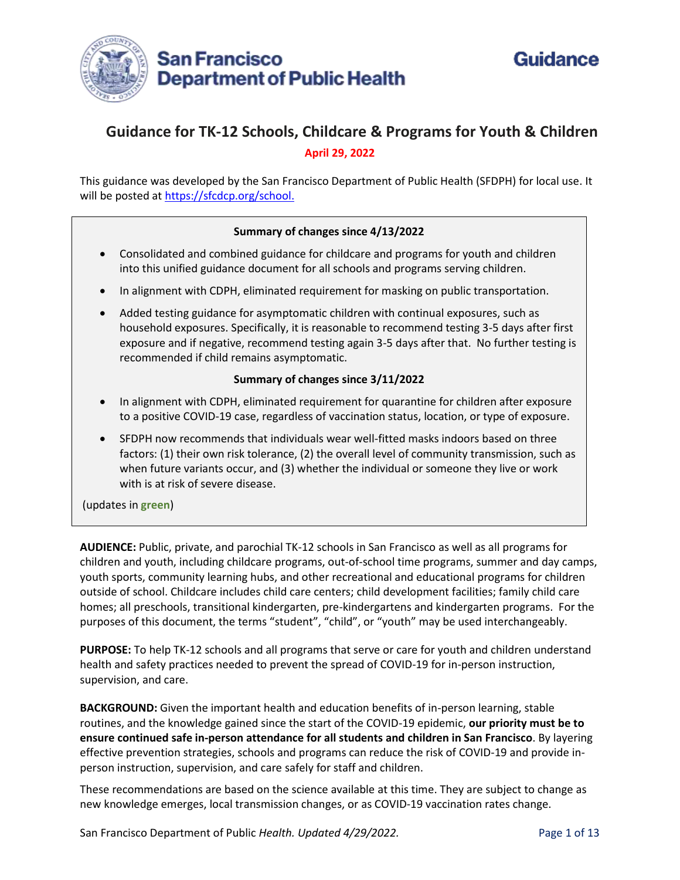San Francisco Department of Public Health

Guidance

# Guidance for TK-12 Schools, Childcare & Programs for Youth & Children

**April 29, 2022**

This guidance was developed by the San Francisco Department of Public Health (SFDPH) for local use. It will be posted at https://sfcdcp.org/school.

**Summary of changes since 4/13/2022**

- Consolidated and combined guidance for childcare and programs for youth and children into this unified guidance document for all schools and programs serving children.
- In alignment with CDPH, eliminated requirement for masking on public transportation.
- Added testing guidance for asymptomatic children with continual exposures, such as household exposures. Specifically, it is reasonable to recommend testing 3-5 days after first exposure and if negative, recommend testing again 3-5 days after that. No further testing is recommended if child remains asymptomatic.

**Summary of changes since 3/11/2022**

- In alignment with CDPH, eliminated requirement for quarantine for children after exposure to a positive COVID-19 case, regardless of vaccination status, location, or type of exposure.
- SFDPH now recommends that individuals wear well-fitted masks indoors based on three factors: (1) their own risk tolerance, (2) the overall level of community transmission, such as when future variants occur, and (3) whether the individual or someone they live or work with is at risk of severe disease.

(updates in **green**)

**AUDIENCE:** Public, private, and parochial TK-12 schools in San Francisco as well as all programs for children and youth, including childcare programs, out-of-school time programs, summer and day camps, youth sports, community learning hubs, and other recreational and educational programs for children outside of school. Childcare includes child care centers; child development facilities; family child care homes; all preschools, transitional kindergarten, pre-kindergartens and kindergarten programs. For the purposes of this document, the terms "student", "child", or "youth" may be used interchangeably.

**PURPOSE:** To help TK-12 schools and all programs that serve or care for youth and children understand health and safety practices needed to prevent the spread of COVID-19 for in-person instruction, supervision, and care.

**BACKGROUND:** Given the important health and education benefits of in-person learning, stable routines, and the knowledge gained since the start of the COVID-19 epidemic, **our priority must be to ensure continued safe in-person attendance for all students and children in San Francisco**. By layering effective prevention strategies, schools and programs can reduce the risk of COVID-19 and provide in-person instruction, supervision, and care safely for staff and children.

These recommendations are based on the science available at this time. They are subject to change as new knowledge emerges, local transmission changes, or as COVID-19 vaccination rates change.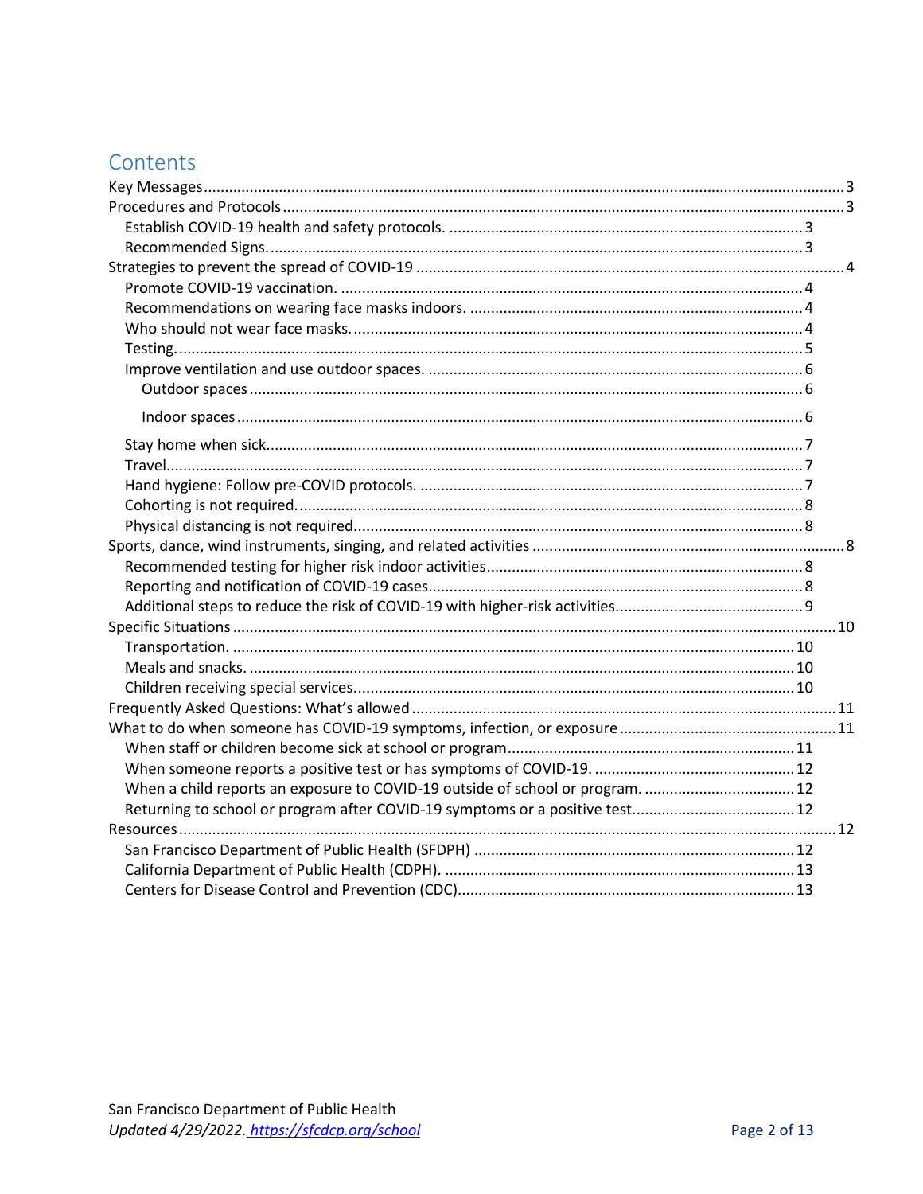## Contents

- Key Messages ... 3
- Procedures and Protocols ... 3
  - Establish COVID-19 health and safety protocols. ... 3
  - Recommended Signs. ... 3
- Strategies to prevent the spread of COVID-19 ... 4
  - Promote COVID-19 vaccination. ... 4
  - Recommendations on wearing face masks indoors. ... 4
  - Who should not wear face masks. ... 4
  - Testing. ... 5
  - Improve ventilation and use outdoor spaces. ... 6
    - Outdoor spaces ... 6
    - Indoor spaces ... 6
  - Stay home when sick. ... 7
  - Travel. ... 7
  - Hand hygiene: Follow pre-COVID protocols. ... 7
  - Cohorting is not required. ... 8
  - Physical distancing is not required. ... 8
- Sports, dance, wind instruments, singing, and related activities ... 8
  - Recommended testing for higher risk indoor activities ... 8
  - Reporting and notification of COVID-19 cases. ... 8
  - Additional steps to reduce the risk of COVID-19 with higher-risk activities. ... 9
- Specific Situations ... 10
  - Transportation. ... 10
  - Meals and snacks. ... 10
  - Children receiving special services. ... 10
- Frequently Asked Questions: What's allowed ... 11
- What to do when someone has COVID-19 symptoms, infection, or exposure ... 11
  - When staff or children become sick at school or program ... 11
  - When someone reports a positive test or has symptoms of COVID-19. ... 12
  - When a child reports an exposure to COVID-19 outside of school or program. ... 12
  - Returning to school or program after COVID-19 symptoms or a positive test. ... 12
- Resources ... 12
  - San Francisco Department of Public Health (SFDPH) ... 12
  - California Department of Public Health (CDPH). ... 13
  - Centers for Disease Control and Prevention (CDC) ... 13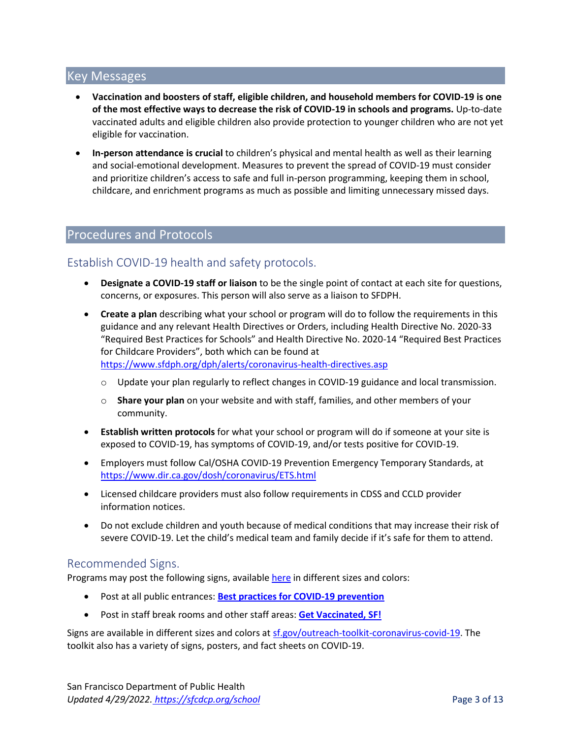## Key Messages

- **Vaccination and boosters of staff, eligible children, and household members for COVID-19 is one of the most effective ways to decrease the risk of COVID-19 in schools and programs.** Up-to-date vaccinated adults and eligible children also provide protection to younger children who are not yet eligible for vaccination.
- **In-person attendance is crucial** to children's physical and mental health as well as their learning and social-emotional development. Measures to prevent the spread of COVID-19 must consider and prioritize children's access to safe and full in-person programming, keeping them in school, childcare, and enrichment programs as much as possible and limiting unnecessary missed days.

## Procedures and Protocols

### Establish COVID-19 health and safety protocols.

- **Designate a COVID-19 staff or liaison** to be the single point of contact at each site for questions, concerns, or exposures. This person will also serve as a liaison to SFDPH.
- **Create a plan** describing what your school or program will do to follow the requirements in this guidance and any relevant Health Directives or Orders, including Health Directive No. 2020-33 "Required Best Practices for Schools" and Health Directive No. 2020-14 "Required Best Practices for Childcare Providers", both which can be found at https://www.sfdph.org/dph/alerts/coronavirus-health-directives.asp
  - Update your plan regularly to reflect changes in COVID-19 guidance and local transmission.
  - **Share your plan** on your website and with staff, families, and other members of your community.
- **Establish written protocols** for what your school or program will do if someone at your site is exposed to COVID-19, has symptoms of COVID-19, and/or tests positive for COVID-19.
- Employers must follow Cal/OSHA COVID-19 Prevention Emergency Temporary Standards, at https://www.dir.ca.gov/dosh/coronavirus/ETS.html
- Licensed childcare providers must also follow requirements in CDSS and CCLD provider information notices.
- Do not exclude children and youth because of medical conditions that may increase their risk of severe COVID-19. Let the child's medical team and family decide if it's safe for them to attend.

### Recommended Signs.

Programs may post the following signs, available here in different sizes and colors:

- Post at all public entrances: **Best practices for COVID-19 prevention**
- Post in staff break rooms and other staff areas: **Get Vaccinated, SF!**

Signs are available in different sizes and colors at sf.gov/outreach-toolkit-coronavirus-covid-19. The toolkit also has a variety of signs, posters, and fact sheets on COVID-19.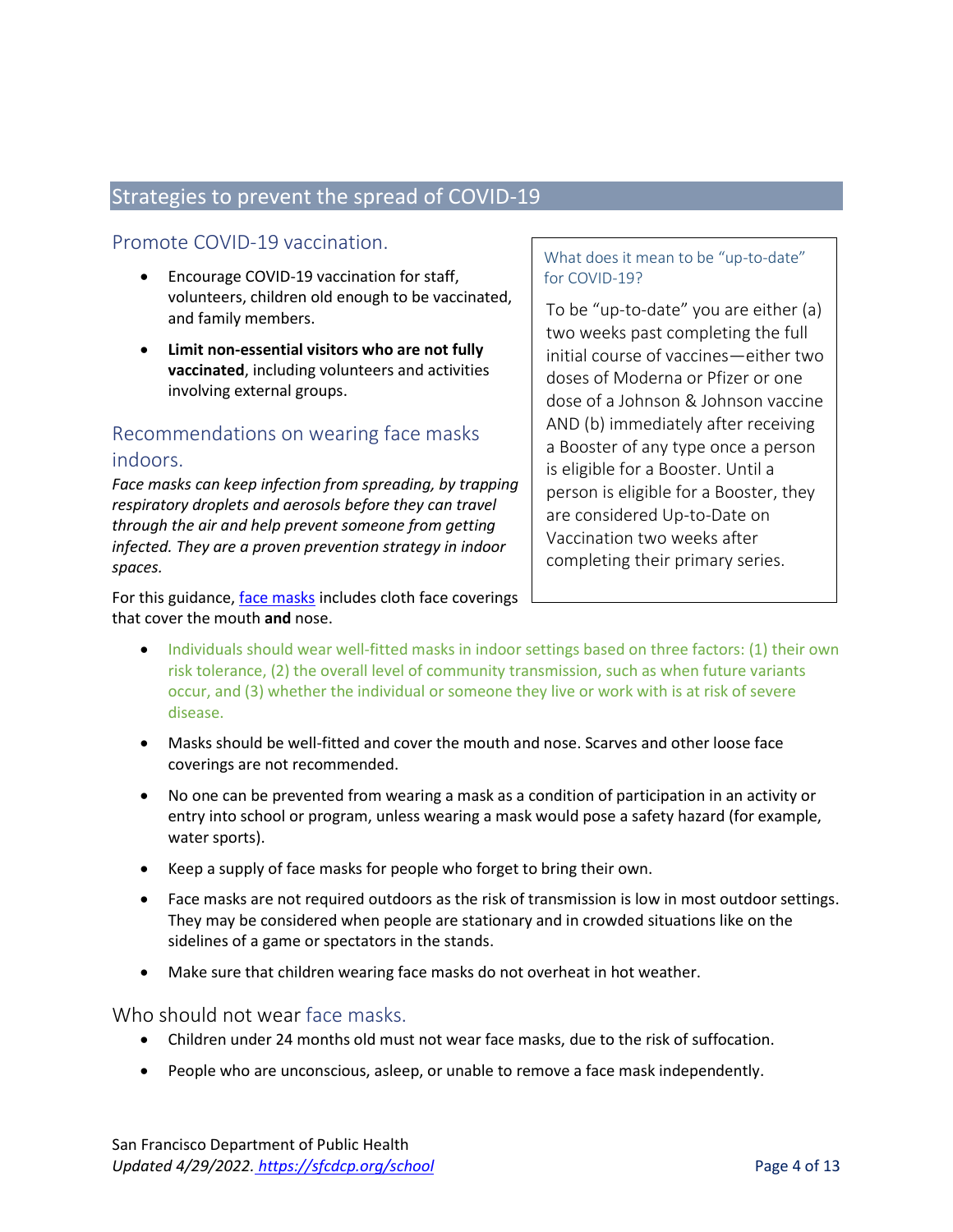## Strategies to prevent the spread of COVID-19

### Promote COVID-19 vaccination.

- Encourage COVID-19 vaccination for staff, volunteers, children old enough to be vaccinated, and family members.
- **Limit non-essential visitors who are not fully vaccinated**, including volunteers and activities involving external groups.

#### What does it mean to be "up-to-date" for COVID-19?

To be "up-to-date" you are either (a) two weeks past completing the full initial course of vaccines—either two doses of Moderna or Pfizer or one dose of a Johnson & Johnson vaccine AND (b) immediately after receiving a Booster of any type once a person is eligible for a Booster. Until a person is eligible for a Booster, they are considered Up-to-Date on Vaccination two weeks after completing their primary series.

### Recommendations on wearing face masks indoors.

*Face masks can keep infection from spreading, by trapping respiratory droplets and aerosols before they can travel through the air and help prevent someone from getting infected. They are a proven prevention strategy in indoor spaces.*

For this guidance, face masks includes cloth face coverings that cover the mouth **and** nose.

- Individuals should wear well-fitted masks in indoor settings based on three factors: (1) their own risk tolerance, (2) the overall level of community transmission, such as when future variants occur, and (3) whether the individual or someone they live or work with is at risk of severe disease.
- Masks should be well-fitted and cover the mouth and nose. Scarves and other loose face coverings are not recommended.
- No one can be prevented from wearing a mask as a condition of participation in an activity or entry into school or program, unless wearing a mask would pose a safety hazard (for example, water sports).
- Keep a supply of face masks for people who forget to bring their own.
- Face masks are not required outdoors as the risk of transmission is low in most outdoor settings. They may be considered when people are stationary and in crowded situations like on the sidelines of a game or spectators in the stands.
- Make sure that children wearing face masks do not overheat in hot weather.

### Who should not wear face masks.

- Children under 24 months old must not wear face masks, due to the risk of suffocation.
- People who are unconscious, asleep, or unable to remove a face mask independently.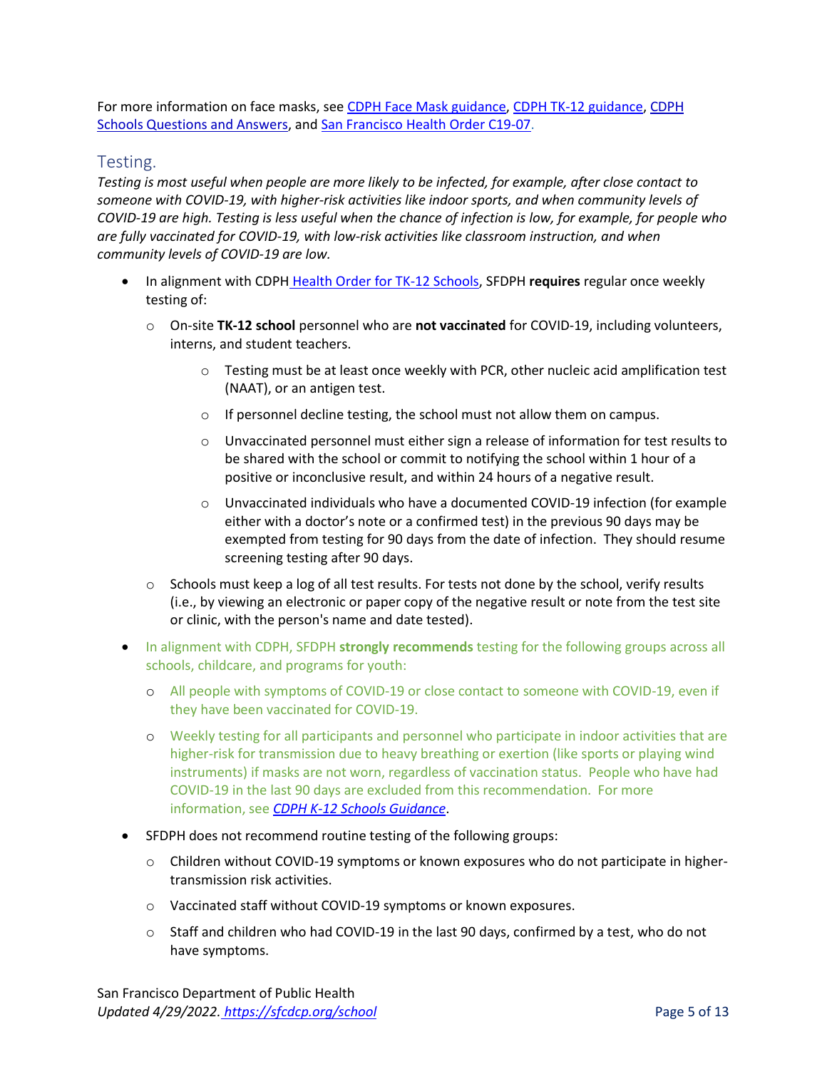For more information on face masks, see [CDPH Face Mask guidance](), [CDPH TK-12 guidance](), [CDPH Schools Questions and Answers](), and [San Francisco Health Order C19-07]().

## Testing.

*Testing is most useful when people are more likely to be infected, for example, after close contact to someone with COVID-19, with higher-risk activities like indoor sports, and when community levels of COVID-19 are high. Testing is less useful when the chance of infection is low, for example, for people who are fully vaccinated for COVID-19, with low-risk activities like classroom instruction, and when community levels of COVID-19 are low.*

- In alignment with CDPH [Health Order for TK-12 Schools](), SFDPH **requires** regular once weekly testing of:
  - On-site **TK-12 school** personnel who are **not vaccinated** for COVID-19, including volunteers, interns, and student teachers.
    - Testing must be at least once weekly with PCR, other nucleic acid amplification test (NAAT), or an antigen test.
    - If personnel decline testing, the school must not allow them on campus.
    - Unvaccinated personnel must either sign a release of information for test results to be shared with the school or commit to notifying the school within 1 hour of a positive or inconclusive result, and within 24 hours of a negative result.
    - Unvaccinated individuals who have a documented COVID-19 infection (for example either with a doctor's note or a confirmed test) in the previous 90 days may be exempted from testing for 90 days from the date of infection. They should resume screening testing after 90 days.
  - Schools must keep a log of all test results. For tests not done by the school, verify results (i.e., by viewing an electronic or paper copy of the negative result or note from the test site or clinic, with the person's name and date tested).
- In alignment with CDPH, SFDPH **strongly recommends** testing for the following groups across all schools, childcare, and programs for youth:
  - All people with symptoms of COVID-19 or close contact to someone with COVID-19, even if they have been vaccinated for COVID-19.
  - Weekly testing for all participants and personnel who participate in indoor activities that are higher-risk for transmission due to heavy breathing or exertion (like sports or playing wind instruments) if masks are not worn, regardless of vaccination status. People who have had COVID-19 in the last 90 days are excluded from this recommendation. For more information, see [*CDPH K-12 Schools Guidance*]().
- SFDPH does not recommend routine testing of the following groups:
  - Children without COVID-19 symptoms or known exposures who do not participate in higher-transmission risk activities.
  - Vaccinated staff without COVID-19 symptoms or known exposures.
  - Staff and children who had COVID-19 in the last 90 days, confirmed by a test, who do not have symptoms.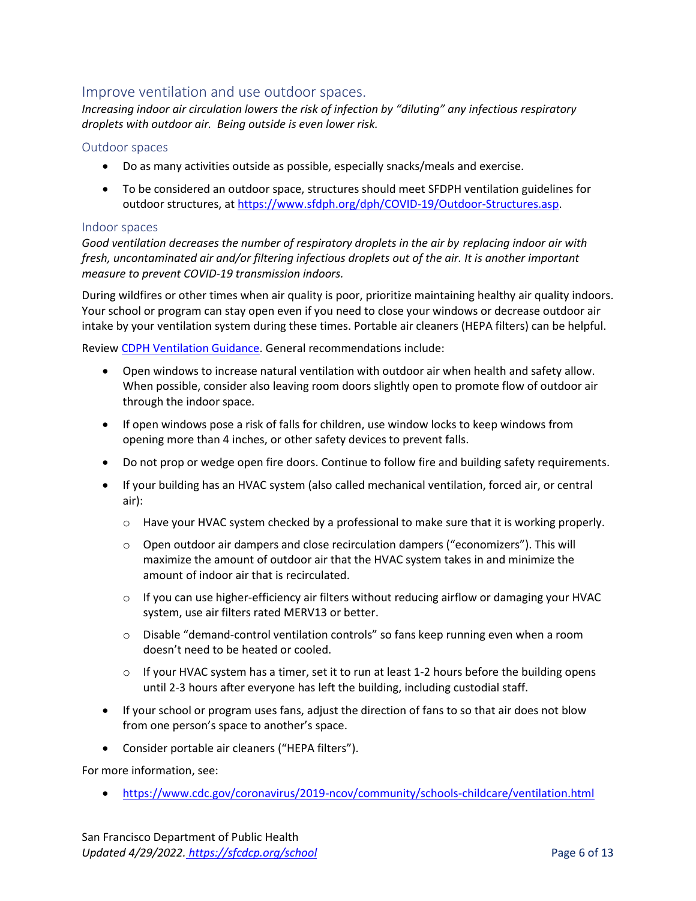## Improve ventilation and use outdoor spaces.

*Increasing indoor air circulation lowers the risk of infection by "diluting" any infectious respiratory droplets with outdoor air. Being outside is even lower risk.*

### Outdoor spaces

- Do as many activities outside as possible, especially snacks/meals and exercise.
- To be considered an outdoor space, structures should meet SFDPH ventilation guidelines for outdoor structures, at [https://www.sfdph.org/dph/COVID-19/Outdoor-Structures.asp](https://www.sfdph.org/dph/COVID-19/Outdoor-Structures.asp).

### Indoor spaces

*Good ventilation decreases the number of respiratory droplets in the air by replacing indoor air with fresh, uncontaminated air and/or filtering infectious droplets out of the air. It is another important measure to prevent COVID-19 transmission indoors.*

During wildfires or other times when air quality is poor, prioritize maintaining healthy air quality indoors. Your school or program can stay open even if you need to close your windows or decrease outdoor air intake by your ventilation system during these times. Portable air cleaners (HEPA filters) can be helpful.

Review CDPH Ventilation Guidance. General recommendations include:

- Open windows to increase natural ventilation with outdoor air when health and safety allow. When possible, consider also leaving room doors slightly open to promote flow of outdoor air through the indoor space.
- If open windows pose a risk of falls for children, use window locks to keep windows from opening more than 4 inches, or other safety devices to prevent falls.
- Do not prop or wedge open fire doors. Continue to follow fire and building safety requirements.
- If your building has an HVAC system (also called mechanical ventilation, forced air, or central air):
  - Have your HVAC system checked by a professional to make sure that it is working properly.
  - Open outdoor air dampers and close recirculation dampers ("economizers"). This will maximize the amount of outdoor air that the HVAC system takes in and minimize the amount of indoor air that is recirculated.
  - If you can use higher-efficiency air filters without reducing airflow or damaging your HVAC system, use air filters rated MERV13 or better.
  - Disable "demand-control ventilation controls" so fans keep running even when a room doesn't need to be heated or cooled.
  - If your HVAC system has a timer, set it to run at least 1-2 hours before the building opens until 2-3 hours after everyone has left the building, including custodial staff.
- If your school or program uses fans, adjust the direction of fans to so that air does not blow from one person's space to another's space.
- Consider portable air cleaners ("HEPA filters").

For more information, see:

- [https://www.cdc.gov/coronavirus/2019-ncov/community/schools-childcare/ventilation.html](https://www.cdc.gov/coronavirus/2019-ncov/community/schools-childcare/ventilation.html)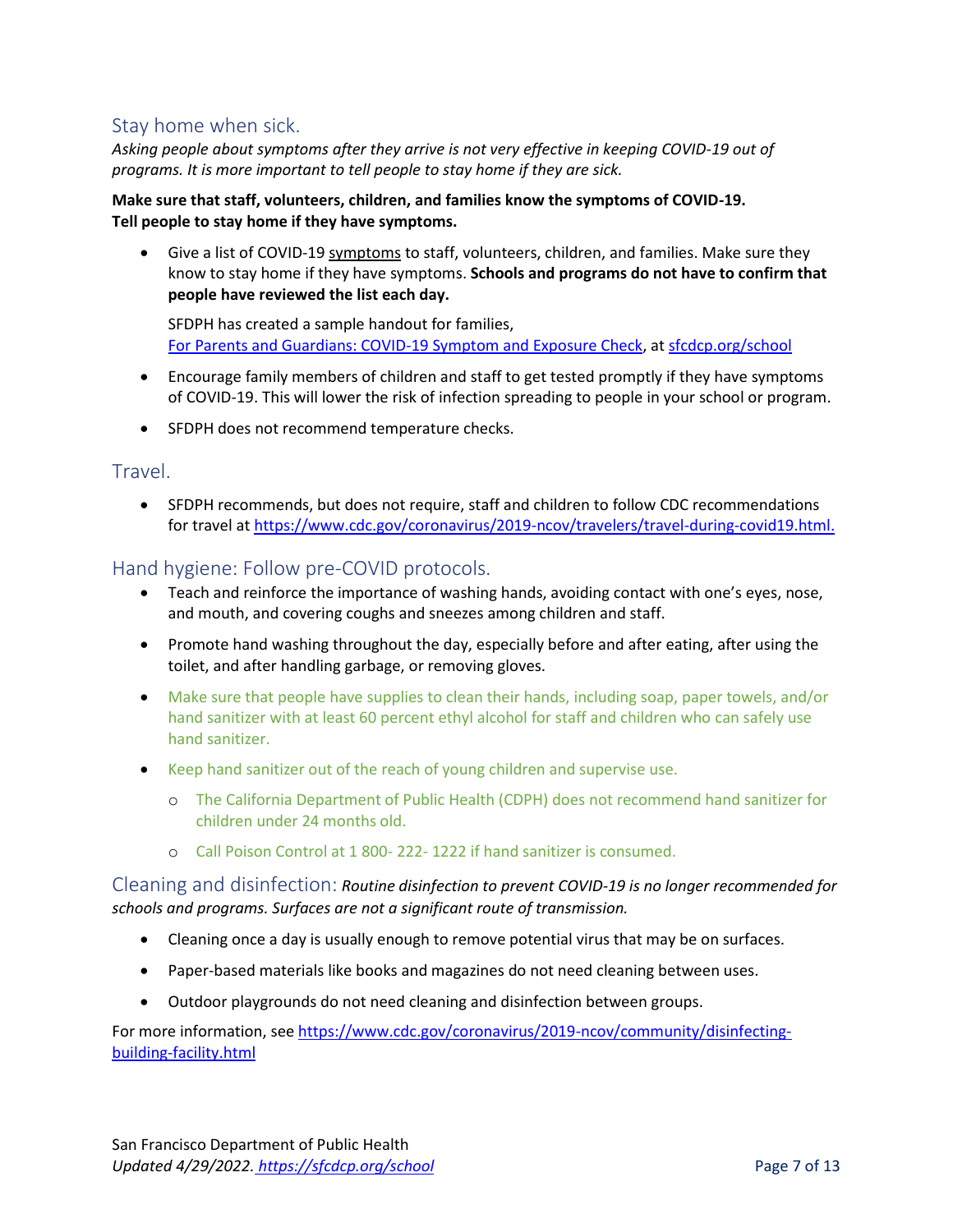## Stay home when sick.

*Asking people about symptoms after they arrive is not very effective in keeping COVID-19 out of programs. It is more important to tell people to stay home if they are sick.*

**Make sure that staff, volunteers, children, and families know the symptoms of COVID-19. Tell people to stay home if they have symptoms.**

- Give a list of COVID-19 symptoms to staff, volunteers, children, and families. Make sure they know to stay home if they have symptoms. **Schools and programs do not have to confirm that people have reviewed the list each day.**

  SFDPH has created a sample handout for families, [For Parents and Guardians: COVID-19 Symptom and Exposure Check](sfcdcp.org/school), at [sfcdcp.org/school](sfcdcp.org/school)

- Encourage family members of children and staff to get tested promptly if they have symptoms of COVID-19. This will lower the risk of infection spreading to people in your school or program.

- SFDPH does not recommend temperature checks.

## Travel.

- SFDPH recommends, but does not require, staff and children to follow CDC recommendations for travel at [https://www.cdc.gov/coronavirus/2019-ncov/travelers/travel-during-covid19.html.](https://www.cdc.gov/coronavirus/2019-ncov/travelers/travel-during-covid19.html)

## Hand hygiene: Follow pre-COVID protocols.

- Teach and reinforce the importance of washing hands, avoiding contact with one's eyes, nose, and mouth, and covering coughs and sneezes among children and staff.

- Promote hand washing throughout the day, especially before and after eating, after using the toilet, and after handling garbage, or removing gloves.

- Make sure that people have supplies to clean their hands, including soap, paper towels, and/or hand sanitizer with at least 60 percent ethyl alcohol for staff and children who can safely use hand sanitizer.

- Keep hand sanitizer out of the reach of young children and supervise use.
  - The California Department of Public Health (CDPH) does not recommend hand sanitizer for children under 24 months old.
  - Call Poison Control at 1 800- 222- 1222 if hand sanitizer is consumed.

## Cleaning and disinfection: *Routine disinfection to prevent COVID-19 is no longer recommended for schools and programs. Surfaces are not a significant route of transmission.*

- Cleaning once a day is usually enough to remove potential virus that may be on surfaces.

- Paper-based materials like books and magazines do not need cleaning between uses.

- Outdoor playgrounds do not need cleaning and disinfection between groups.

For more information, see [https://www.cdc.gov/coronavirus/2019-ncov/community/disinfecting-building-facility.html](https://www.cdc.gov/coronavirus/2019-ncov/community/disinfecting-building-facility.html)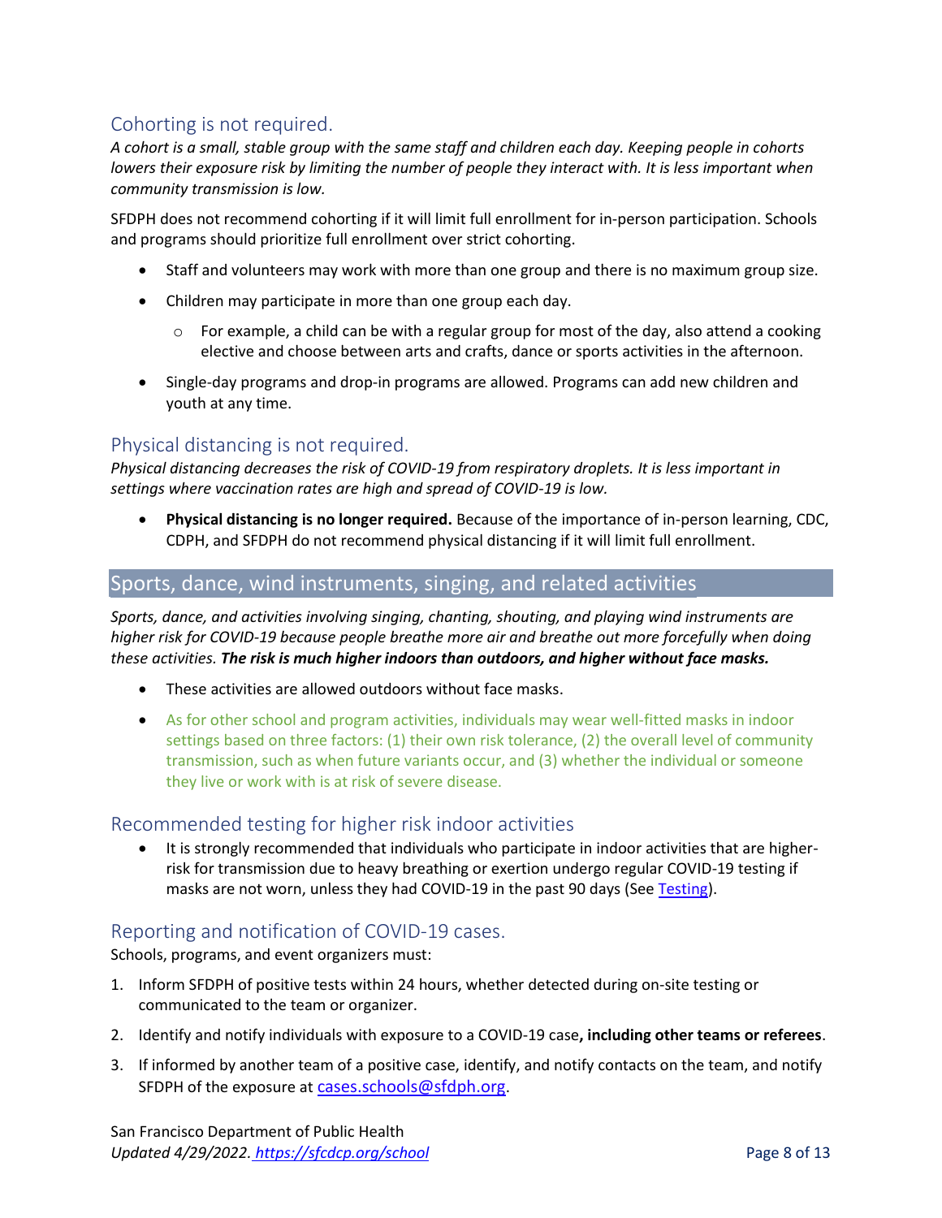## Cohorting is not required.

*A cohort is a small, stable group with the same staff and children each day. Keeping people in cohorts lowers their exposure risk by limiting the number of people they interact with. It is less important when community transmission is low.*

SFDPH does not recommend cohorting if it will limit full enrollment for in-person participation. Schools and programs should prioritize full enrollment over strict cohorting.

- Staff and volunteers may work with more than one group and there is no maximum group size.
- Children may participate in more than one group each day.
  - For example, a child can be with a regular group for most of the day, also attend a cooking elective and choose between arts and crafts, dance or sports activities in the afternoon.
- Single-day programs and drop-in programs are allowed. Programs can add new children and youth at any time.

## Physical distancing is not required.

*Physical distancing decreases the risk of COVID-19 from respiratory droplets. It is less important in settings where vaccination rates are high and spread of COVID-19 is low.*

- **Physical distancing is no longer required.** Because of the importance of in-person learning, CDC, CDPH, and SFDPH do not recommend physical distancing if it will limit full enrollment.

# Sports, dance, wind instruments, singing, and related activities

*Sports, dance, and activities involving singing, chanting, shouting, and playing wind instruments are higher risk for COVID-19 because people breathe more air and breathe out more forcefully when doing these activities.* ***The risk is much higher indoors than outdoors, and higher without face masks.***

- These activities are allowed outdoors without face masks.
- As for other school and program activities, individuals may wear well-fitted masks in indoor settings based on three factors: (1) their own risk tolerance, (2) the overall level of community transmission, such as when future variants occur, and (3) whether the individual or someone they live or work with is at risk of severe disease.

## Recommended testing for higher risk indoor activities

- It is strongly recommended that individuals who participate in indoor activities that are higher-risk for transmission due to heavy breathing or exertion undergo regular COVID-19 testing if masks are not worn, unless they had COVID-19 in the past 90 days (See Testing).

## Reporting and notification of COVID-19 cases.

Schools, programs, and event organizers must:

1. Inform SFDPH of positive tests within 24 hours, whether detected during on-site testing or communicated to the team or organizer.
2. Identify and notify individuals with exposure to a COVID-19 case**, including other teams or referees**.
3. If informed by another team of a positive case, identify, and notify contacts on the team, and notify SFDPH of the exposure at cases.schools@sfdph.org.

San Francisco Department of Public Health
*Updated 4/29/2022. https://sfcdcp.org/school*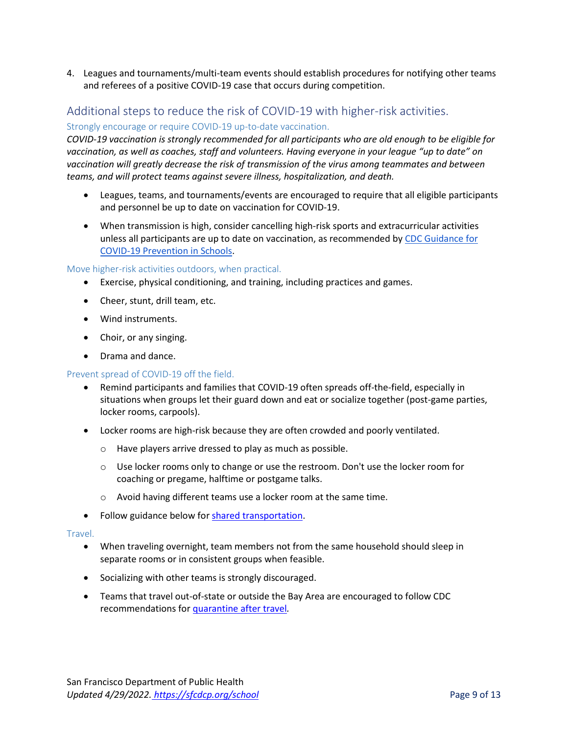4. Leagues and tournaments/multi-team events should establish procedures for notifying other teams and referees of a positive COVID-19 case that occurs during competition.

## Additional steps to reduce the risk of COVID-19 with higher-risk activities.

### Strongly encourage or require COVID-19 up-to-date vaccination.

*COVID-19 vaccination is strongly recommended for all participants who are old enough to be eligible for vaccination, as well as coaches, staff and volunteers. Having everyone in your league "up to date" on vaccination will greatly decrease the risk of transmission of the virus among teammates and between teams, and will protect teams against severe illness, hospitalization, and death.*

- Leagues, teams, and tournaments/events are encouraged to require that all eligible participants and personnel be up to date on vaccination for COVID-19.
- When transmission is high, consider cancelling high-risk sports and extracurricular activities unless all participants are up to date on vaccination, as recommended by [CDC Guidance for COVID-19 Prevention in Schools](#).

### Move higher-risk activities outdoors, when practical.

- Exercise, physical conditioning, and training, including practices and games.
- Cheer, stunt, drill team, etc.
- Wind instruments.
- Choir, or any singing.
- Drama and dance.

### Prevent spread of COVID-19 off the field.

- Remind participants and families that COVID-19 often spreads off-the-field, especially in situations when groups let their guard down and eat or socialize together (post-game parties, locker rooms, carpools).
- Locker rooms are high-risk because they are often crowded and poorly ventilated.
  - Have players arrive dressed to play as much as possible.
  - Use locker rooms only to change or use the restroom. Don't use the locker room for coaching or pregame, halftime or postgame talks.
  - Avoid having different teams use a locker room at the same time.
- Follow guidance below for [shared transportation](#).

### Travel.

- When traveling overnight, team members not from the same household should sleep in separate rooms or in consistent groups when feasible.
- Socializing with other teams is strongly discouraged.
- Teams that travel out-of-state or outside the Bay Area are encouraged to follow CDC recommendations for [quarantine after travel](#).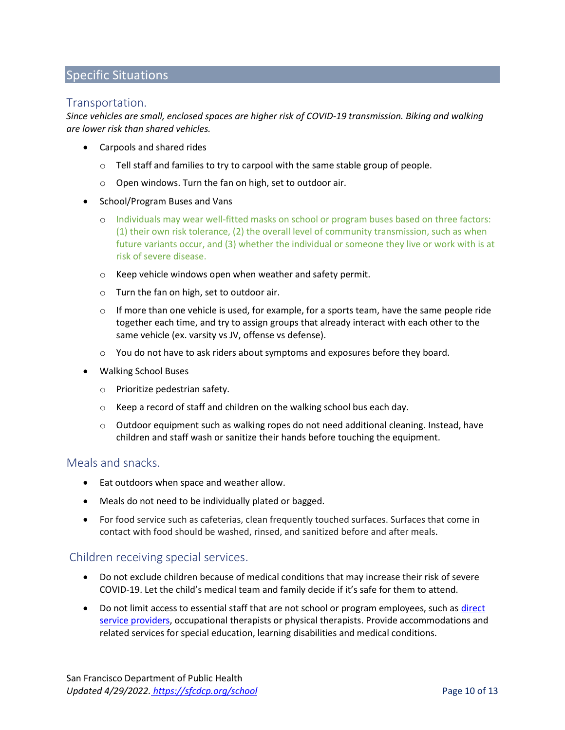## Specific Situations

### Transportation.

*Since vehicles are small, enclosed spaces are higher risk of COVID-19 transmission. Biking and walking are lower risk than shared vehicles.*

- Carpools and shared rides
    - Tell staff and families to try to carpool with the same stable group of people.
    - Open windows. Turn the fan on high, set to outdoor air.
- School/Program Buses and Vans
    - Individuals may wear well-fitted masks on school or program buses based on three factors: (1) their own risk tolerance, (2) the overall level of community transmission, such as when future variants occur, and (3) whether the individual or someone they live or work with is at risk of severe disease.
    - Keep vehicle windows open when weather and safety permit.
    - Turn the fan on high, set to outdoor air.
    - If more than one vehicle is used, for example, for a sports team, have the same people ride together each time, and try to assign groups that already interact with each other to the same vehicle (ex. varsity vs JV, offense vs defense).
    - You do not have to ask riders about symptoms and exposures before they board.
- Walking School Buses
    - Prioritize pedestrian safety.
    - Keep a record of staff and children on the walking school bus each day.
    - Outdoor equipment such as walking ropes do not need additional cleaning. Instead, have children and staff wash or sanitize their hands before touching the equipment.

### Meals and snacks.

- Eat outdoors when space and weather allow.
- Meals do not need to be individually plated or bagged.
- For food service such as cafeterias, clean frequently touched surfaces. Surfaces that come in contact with food should be washed, rinsed, and sanitized before and after meals.

### Children receiving special services.

- Do not exclude children because of medical conditions that may increase their risk of severe COVID-19. Let the child's medical team and family decide if it's safe for them to attend.
- Do not limit access to essential staff that are not school or program employees, such as direct service providers, occupational therapists or physical therapists. Provide accommodations and related services for special education, learning disabilities and medical conditions.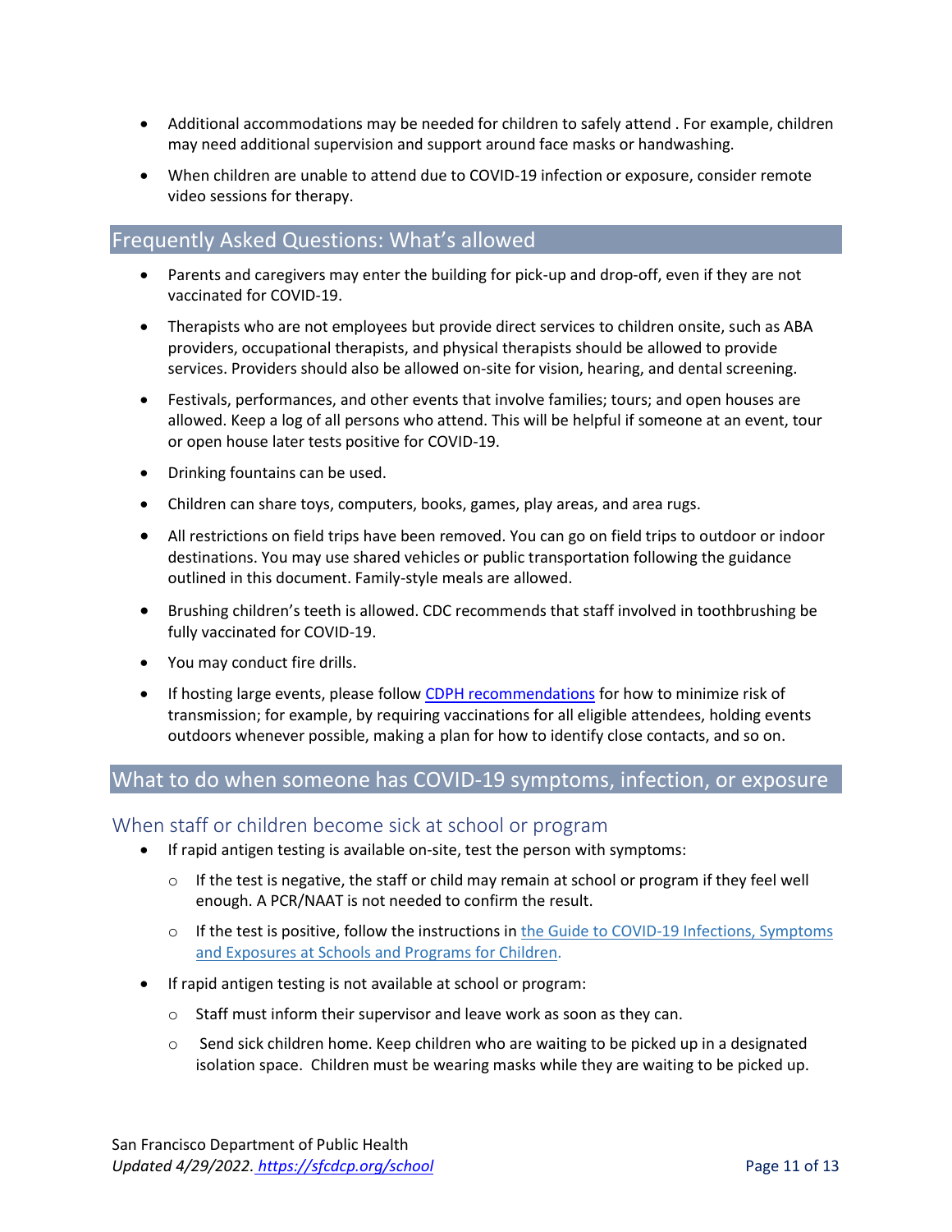- Additional accommodations may be needed for children to safely attend . For example, children may need additional supervision and support around face masks or handwashing.
- When children are unable to attend due to COVID-19 infection or exposure, consider remote video sessions for therapy.

## Frequently Asked Questions: What's allowed

- Parents and caregivers may enter the building for pick-up and drop-off, even if they are not vaccinated for COVID-19.
- Therapists who are not employees but provide direct services to children onsite, such as ABA providers, occupational therapists, and physical therapists should be allowed to provide services. Providers should also be allowed on-site for vision, hearing, and dental screening.
- Festivals, performances, and other events that involve families; tours; and open houses are allowed. Keep a log of all persons who attend. This will be helpful if someone at an event, tour or open house later tests positive for COVID-19.
- Drinking fountains can be used.
- Children can share toys, computers, books, games, play areas, and area rugs.
- All restrictions on field trips have been removed. You can go on field trips to outdoor or indoor destinations. You may use shared vehicles or public transportation following the guidance outlined in this document. Family-style meals are allowed.
- Brushing children's teeth is allowed. CDC recommends that staff involved in toothbrushing be fully vaccinated for COVID-19.
- You may conduct fire drills.
- If hosting large events, please follow [CDPH recommendations]() for how to minimize risk of transmission; for example, by requiring vaccinations for all eligible attendees, holding events outdoors whenever possible, making a plan for how to identify close contacts, and so on.

## What to do when someone has COVID-19 symptoms, infection, or exposure

### When staff or children become sick at school or program

- If rapid antigen testing is available on-site, test the person with symptoms:
  - If the test is negative, the staff or child may remain at school or program if they feel well enough. A PCR/NAAT is not needed to confirm the result.
  - If the test is positive, follow the instructions in [the Guide to COVID-19 Infections, Symptoms and Exposures at Schools and Programs for Children]().
- If rapid antigen testing is not available at school or program:
  - Staff must inform their supervisor and leave work as soon as they can.
  - Send sick children home. Keep children who are waiting to be picked up in a designated isolation space. Children must be wearing masks while they are waiting to be picked up.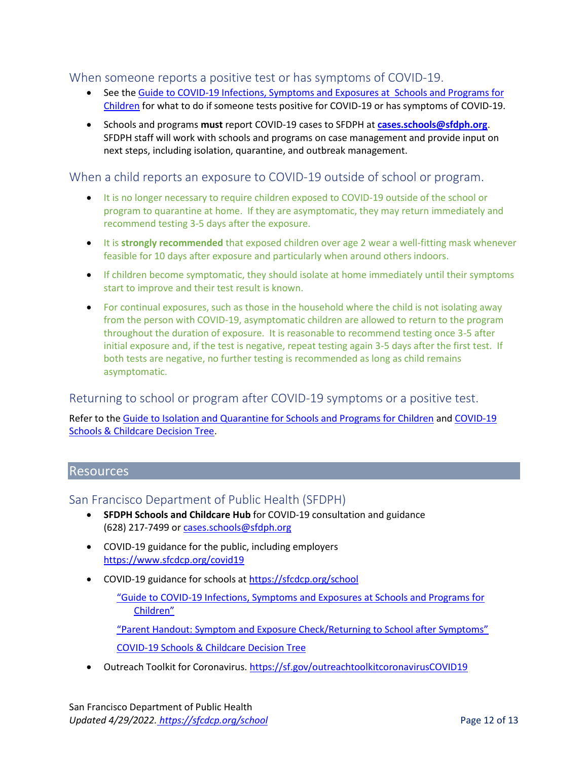### When someone reports a positive test or has symptoms of COVID-19.

- See the Guide to COVID-19 Infections, Symptoms and Exposures at Schools and Programs for Children for what to do if someone tests positive for COVID-19 or has symptoms of COVID-19.
- Schools and programs **must** report COVID-19 cases to SFDPH at **cases.schools@sfdph.org**. SFDPH staff will work with schools and programs on case management and provide input on next steps, including isolation, quarantine, and outbreak management.

### When a child reports an exposure to COVID-19 outside of school or program.

- It is no longer necessary to require children exposed to COVID-19 outside of the school or program to quarantine at home. If they are asymptomatic, they may return immediately and recommend testing 3-5 days after the exposure.
- It is **strongly recommended** that exposed children over age 2 wear a well-fitting mask whenever feasible for 10 days after exposure and particularly when around others indoors.
- If children become symptomatic, they should isolate at home immediately until their symptoms start to improve and their test result is known.
- For continual exposures, such as those in the household where the child is not isolating away from the person with COVID-19, asymptomatic children are allowed to return to the program throughout the duration of exposure. It is reasonable to recommend testing once 3-5 after initial exposure and, if the test is negative, repeat testing again 3-5 days after the first test. If both tests are negative, no further testing is recommended as long as child remains asymptomatic.

### Returning to school or program after COVID-19 symptoms or a positive test.

Refer to the Guide to Isolation and Quarantine for Schools and Programs for Children and COVID-19 Schools & Childcare Decision Tree.

## Resources

### San Francisco Department of Public Health (SFDPH)

- **SFDPH Schools and Childcare Hub** for COVID-19 consultation and guidance (628) 217-7499 or cases.schools@sfdph.org
- COVID-19 guidance for the public, including employers https://www.sfcdcp.org/covid19
- COVID-19 guidance for schools at https://sfcdcp.org/school

  "Guide to COVID-19 Infections, Symptoms and Exposures at Schools and Programs for Children"

  "Parent Handout: Symptom and Exposure Check/Returning to School after Symptoms"

  COVID-19 Schools & Childcare Decision Tree

- Outreach Toolkit for Coronavirus. https://sf.gov/outreachtoolkitcoronavirusCOVID19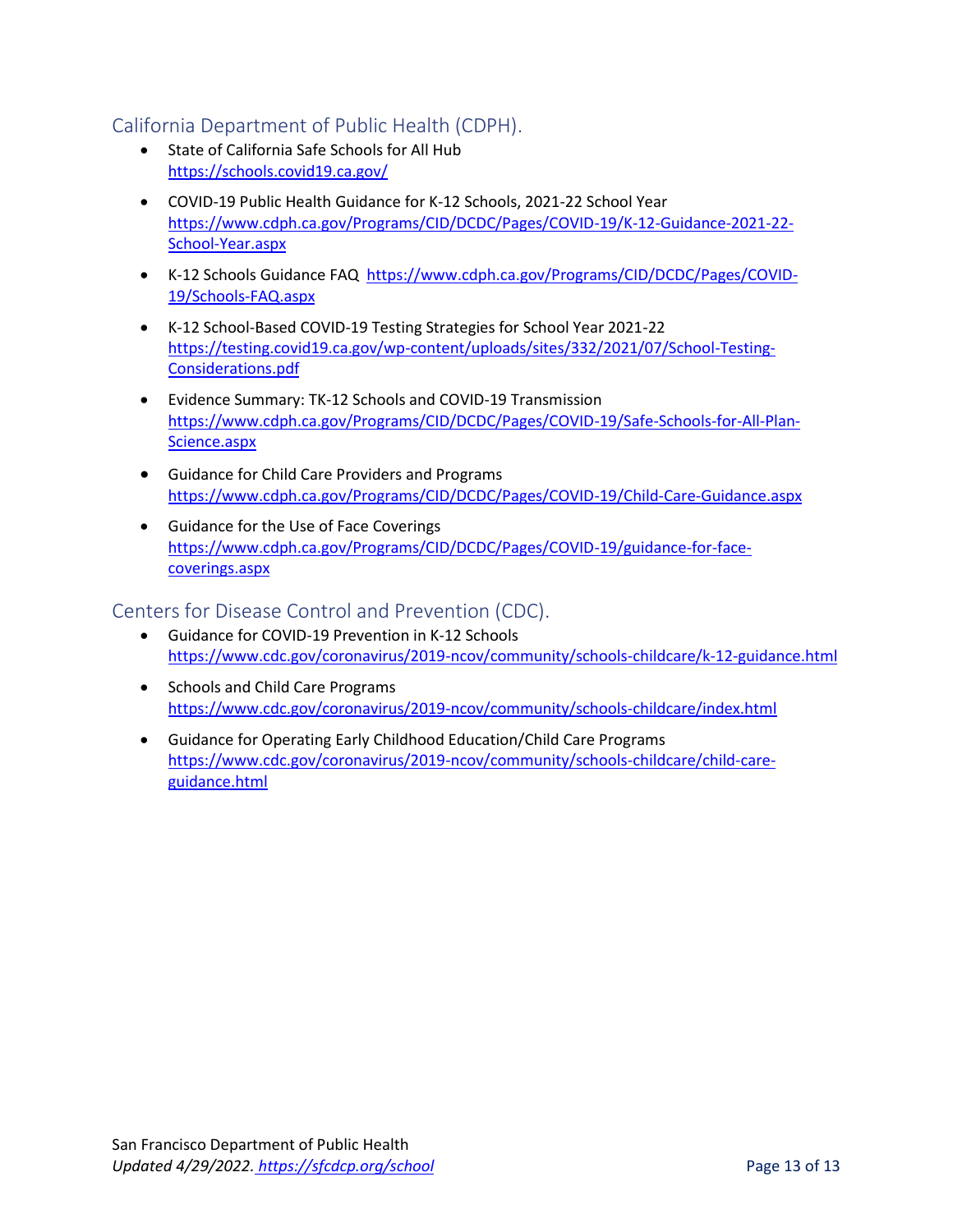## California Department of Public Health (CDPH).

- State of California Safe Schools for All Hub
  https://schools.covid19.ca.gov/
- COVID-19 Public Health Guidance for K-12 Schools, 2021-22 School Year
  https://www.cdph.ca.gov/Programs/CID/DCDC/Pages/COVID-19/K-12-Guidance-2021-22-School-Year.aspx
- K-12 Schools Guidance FAQ https://www.cdph.ca.gov/Programs/CID/DCDC/Pages/COVID-19/Schools-FAQ.aspx
- K-12 School-Based COVID-19 Testing Strategies for School Year 2021-22
  https://testing.covid19.ca.gov/wp-content/uploads/sites/332/2021/07/School-Testing-Considerations.pdf
- Evidence Summary: TK-12 Schools and COVID-19 Transmission
  https://www.cdph.ca.gov/Programs/CID/DCDC/Pages/COVID-19/Safe-Schools-for-All-Plan-Science.aspx
- Guidance for Child Care Providers and Programs
  https://www.cdph.ca.gov/Programs/CID/DCDC/Pages/COVID-19/Child-Care-Guidance.aspx
- Guidance for the Use of Face Coverings
  https://www.cdph.ca.gov/Programs/CID/DCDC/Pages/COVID-19/guidance-for-face-coverings.aspx

## Centers for Disease Control and Prevention (CDC).

- Guidance for COVID-19 Prevention in K-12 Schools
  https://www.cdc.gov/coronavirus/2019-ncov/community/schools-childcare/k-12-guidance.html
- Schools and Child Care Programs
  https://www.cdc.gov/coronavirus/2019-ncov/community/schools-childcare/index.html
- Guidance for Operating Early Childhood Education/Child Care Programs
  https://www.cdc.gov/coronavirus/2019-ncov/community/schools-childcare/child-care-guidance.html